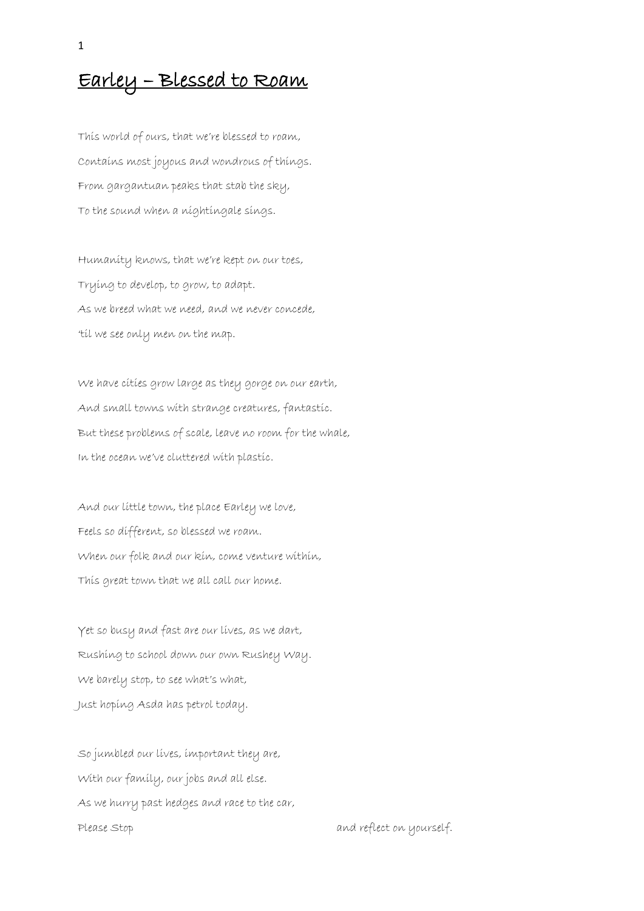# Earley – Blessed to Roam

This world of ours, that we're blessed to roam,  
Contains most joyous and wondrous of things.  
From gargantuan peaks that stab the sky,  
To the sound when a nightingale sings.

Humanity knows, that we're kept on our toes,  
Trying to develop, to grow, to adapt.  
As we breed what we need, and we never concede,  
'til we see only men on the map.

We have cities grow large as they gorge on our earth,  
And small towns with strange creatures, fantastic.  
But these problems of scale, leave no room for the whale,  
In the ocean we've cluttered with plastic.

And our little town, the place Earley we love,  
Feels so different, so blessed we roam.  
When our folk and our kin, come venture within,  
This great town that we all call our home.

Yet so busy and fast are our lives, as we dart,  
Rushing to school down our own Rushey Way.  
We barely stop, to see what's what,  
Just hoping Asda has petrol today.

So jumbled our lives, important they are,  
With our family, our jobs and all else.  
As we hurry past hedges and race to the car,  
Please Stop                                        and reflect on yourself.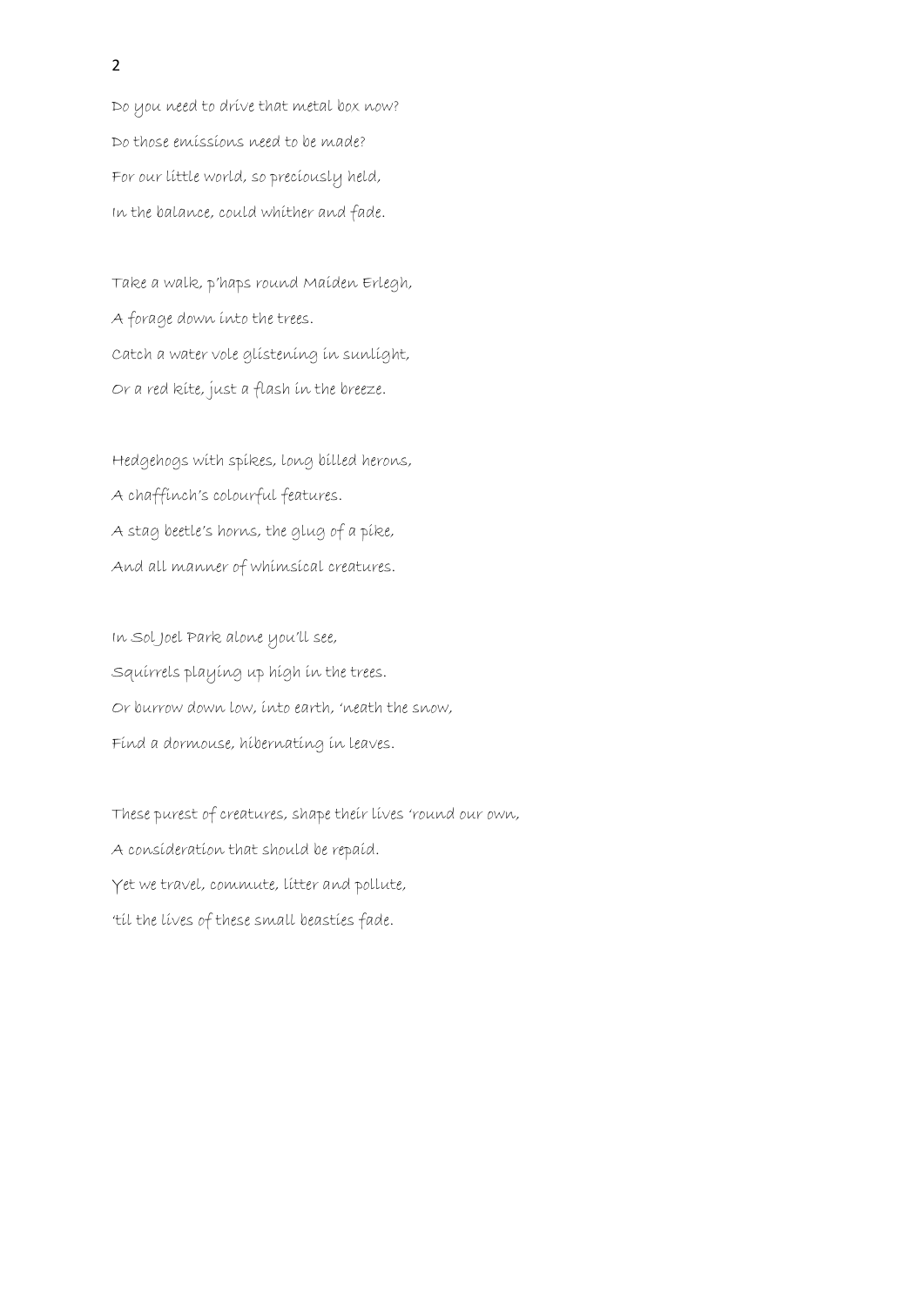Do you need to drive that metal box now?
Do those emissions need to be made?
For our little world, so preciously held,
In the balance, could whither and fade.

Take a walk, p'haps round Maiden Erlegh,
A forage down into the trees.
Catch a water vole glistening in sunlight,
Or a red kite, just a flash in the breeze.

Hedgehogs with spikes, long billed herons,
A chaffinch's colourful features.
A stag beetle's horns, the glug of a pike,
And all manner of whimsical creatures.

In Sol Joel Park alone you'll see,
Squirrels playing up high in the trees.
Or burrow down low, into earth, 'neath the snow,
Find a dormouse, hibernating in leaves.

These purest of creatures, shape their lives 'round our own,
A consideration that should be repaid.
Yet we travel, commute, litter and pollute,
'til the lives of these small beasties fade.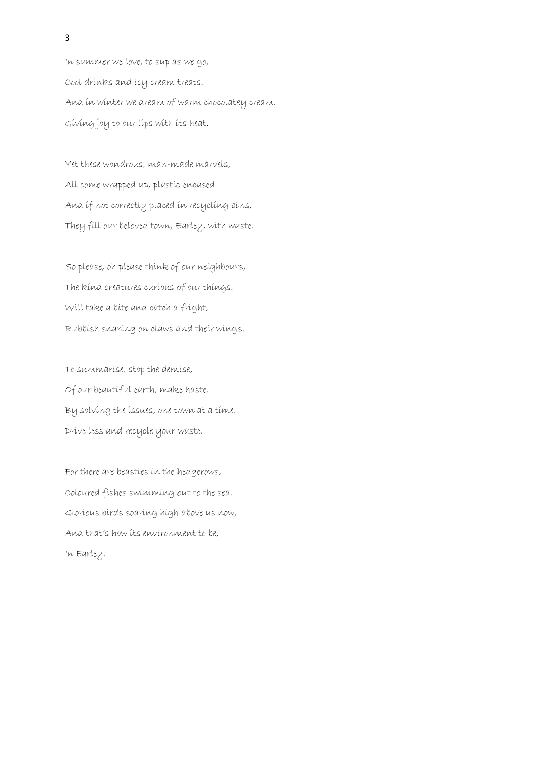In summer we love, to sup as we go,
Cool drinks and icy cream treats.
And in winter we dream of warm chocolatey cream,
Giving joy to our lips with its heat.

Yet these wondrous, man-made marvels,
All come wrapped up, plastic encased.
And if not correctly placed in recycling bins,
They fill our beloved town, Earley, with waste.

So please, oh please think of our neighbours,
The kind creatures curious of our things.
Will take a bite and catch a fright,
Rubbish snaring on claws and their wings.

To summarise, stop the demise,
Of our beautiful earth, make haste.
By solving the issues, one town at a time,
Drive less and recycle your waste.

For there are beasties in the hedgerows,
Coloured fishes swimming out to the sea.
Glorious birds soaring high above us now,
And that's how its environment to be,
In Earley.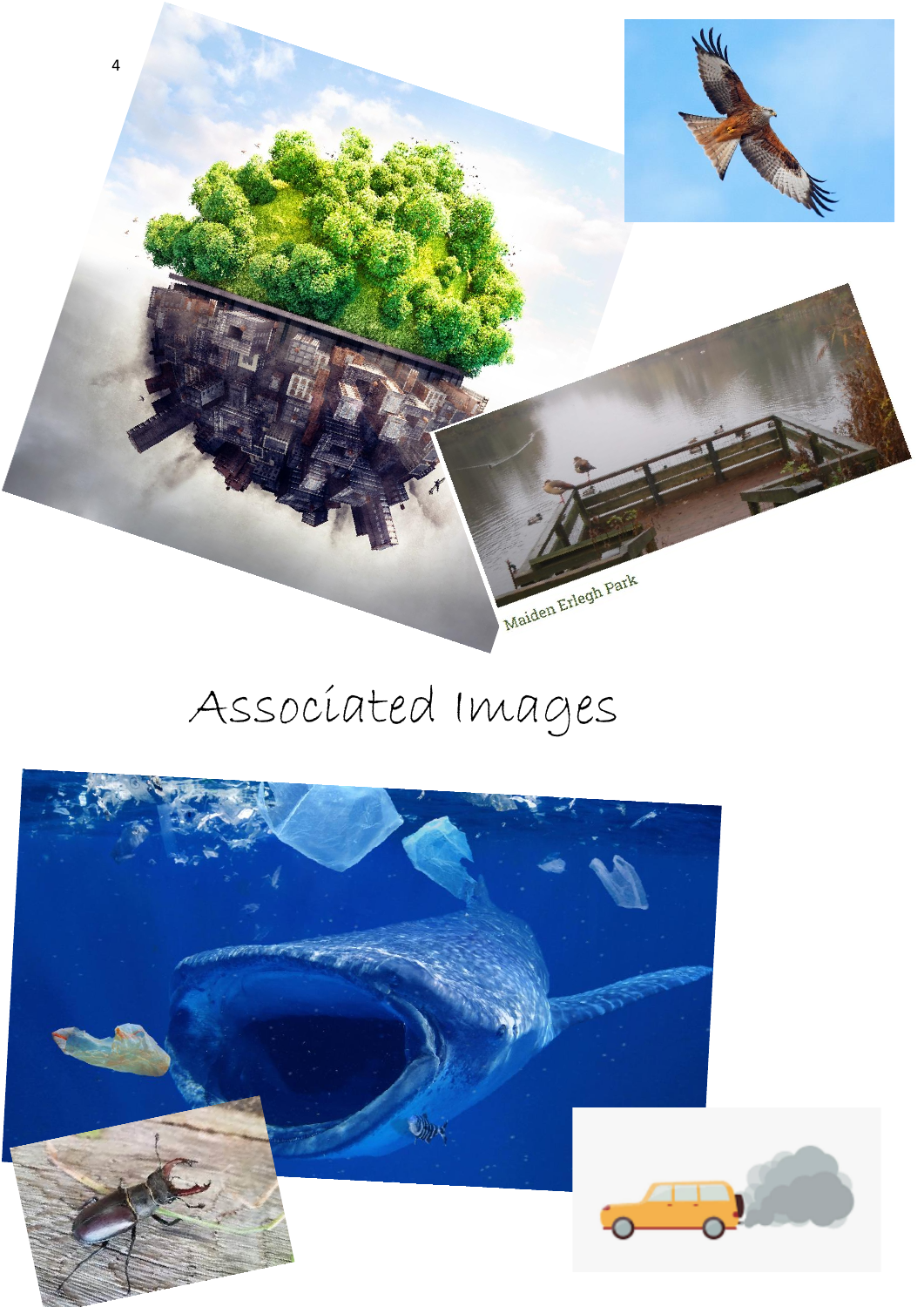Maiden Erlegh Park

# Associated Images